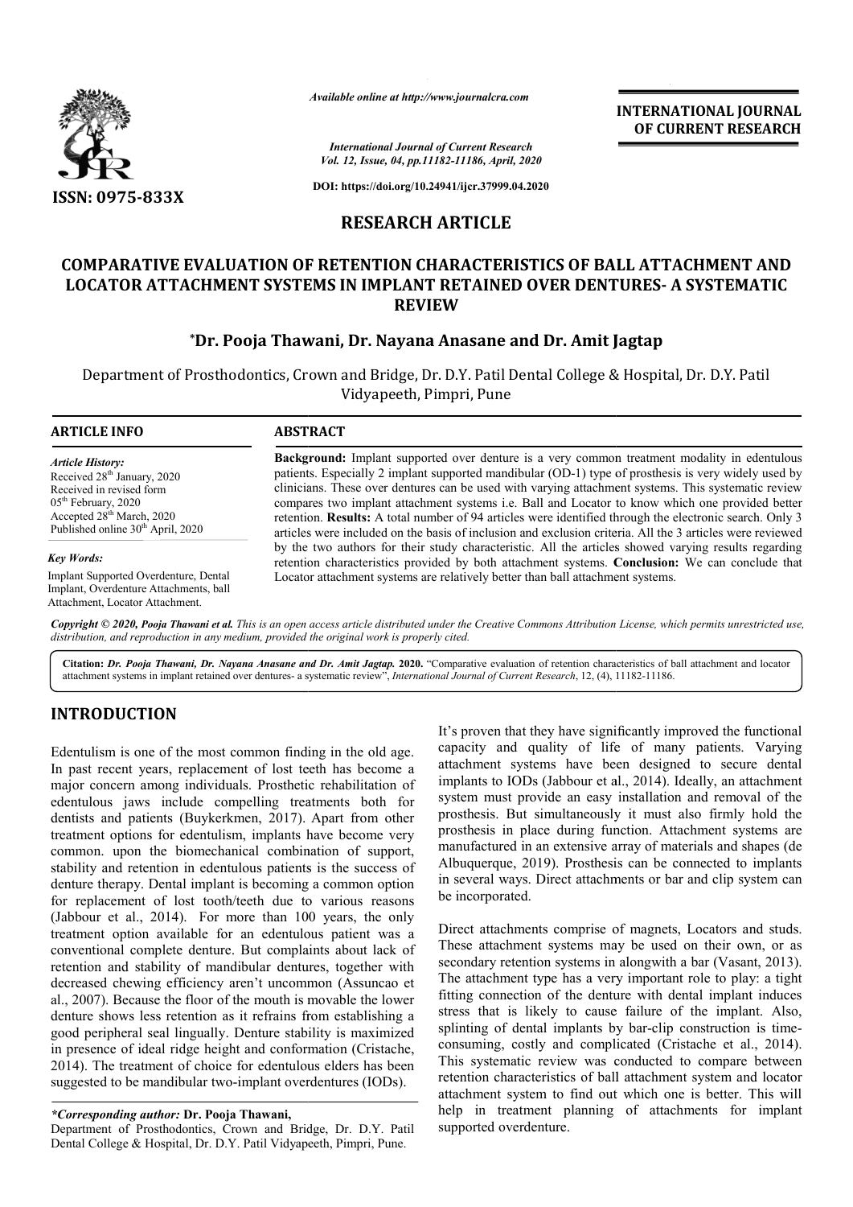*Available online at http://www.journalcra.com*

*International Journal of Current Research*
*Vol. 12, Issue, 04, pp.11182-11186, April, 2020*

**DOI: https://doi.org/10.24941/ijcr.37999.04.2020**

**ISSN: 0975-833X**

**INTERNATIONAL JOURNAL OF CURRENT RESEARCH**

## RESEARCH ARTICLE

# COMPARATIVE EVALUATION OF RETENTION CHARACTERISTICS OF BALL ATTACHMENT AND LOCATOR ATTACHMENT SYSTEMS IN IMPLANT RETAINED OVER DENTURES- A SYSTEMATIC REVIEW

**\*Dr. Pooja Thawani, Dr. Nayana Anasane and Dr. Amit Jagtap**

Department of Prosthodontics, Crown and Bridge, Dr. D.Y. Patil Dental College & Hospital, Dr. D.Y. Patil Vidyapeeth, Pimpri, Pune

### ARTICLE INFO

*Article History:*
Received 28th January, 2020
Received in revised form
05th February, 2020
Accepted 28th March, 2020
Published online 30th April, 2020

*Key Words:*
Implant Supported Overdenture, Dental Implant, Overdenture Attachments, ball Attachment, Locator Attachment.

### ABSTRACT

**Background:** Implant supported over denture is a very common treatment modality in edentulous patients. Especially 2 implant supported mandibular (OD-1) type of prosthesis is very widely used by clinicians. These over dentures can be used with varying attachment systems. This systematic review compares two implant attachment systems i.e. Ball and Locator to know which one provided better retention. **Results:** A total number of 94 articles were identified through the electronic search. Only 3 articles were included on the basis of inclusion and exclusion criteria. All the 3 articles were reviewed by the two authors for their study characteristic. All the articles showed varying results regarding retention characteristics provided by both attachment systems. **Conclusion:** We can conclude that Locator attachment systems are relatively better than ball attachment systems.

*Copyright © 2020, Pooja Thawani et al. This is an open access article distributed under the Creative Commons Attribution License, which permits unrestricted use, distribution, and reproduction in any medium, provided the original work is properly cited.*

**Citation:** *Dr. Pooja Thawani, Dr. Nayana Anasane and Dr. Amit Jagtap.* **2020.** "Comparative evaluation of retention characteristics of ball attachment and locator attachment systems in implant retained over dentures- a systematic review", *International Journal of Current Research*, 12, (4), 11182-11186.

## INTRODUCTION

Edentulism is one of the most common finding in the old age. In past recent years, replacement of lost teeth has become a major concern among individuals. Prosthetic rehabilitation of edentulous jaws include compelling treatments both for dentists and patients (Buykerkmen, 2017). Apart from other treatment options for edentulism, implants have become very common. upon the biomechanical combination of support, stability and retention in edentulous patients is the success of denture therapy. Dental implant is becoming a common option for replacement of lost tooth/teeth due to various reasons (Jabbour et al., 2014). For more than 100 years, the only treatment option available for an edentulous patient was a conventional complete denture. But complaints about lack of retention and stability of mandibular dentures, together with decreased chewing efficiency aren't uncommon (Assuncao et al., 2007). Because the floor of the mouth is movable the lower denture shows less retention as it refrains from establishing a good peripheral seal lingually. Denture stability is maximized in presence of ideal ridge height and conformation (Cristache, 2014). The treatment of choice for edentulous elders has been suggested to be mandibular two-implant overdentures (IODs).

It's proven that they have significantly improved the functional capacity and quality of life of many patients. Varying attachment systems have been designed to secure dental implants to IODs (Jabbour et al., 2014). Ideally, an attachment system must provide an easy installation and removal of the prosthesis. But simultaneously it must also firmly hold the prosthesis in place during function. Attachment systems are manufactured in an extensive array of materials and shapes (de Albuquerque, 2019). Prosthesis can be connected to implants in several ways. Direct attachments or bar and clip system can be incorporated.

Direct attachments comprise of magnets, Locators and studs. These attachment systems may be used on their own, or as secondary retention systems in alongwith a bar (Vasant, 2013). The attachment type has a very important role to play: a tight fitting connection of the denture with dental implant induces stress that is likely to cause failure of the implant. Also, splinting of dental implants by bar-clip construction is time-consuming, costly and complicated (Cristache et al., 2014). This systematic review was conducted to compare between retention characteristics of ball attachment system and locator attachment system to find out which one is better. This will help in treatment planning of attachments for implant supported overdenture.

*\*Corresponding author:* **Dr. Pooja Thawani,**
Department of Prosthodontics, Crown and Bridge, Dr. D.Y. Patil Dental College & Hospital, Dr. D.Y. Patil Vidyapeeth, Pimpri, Pune.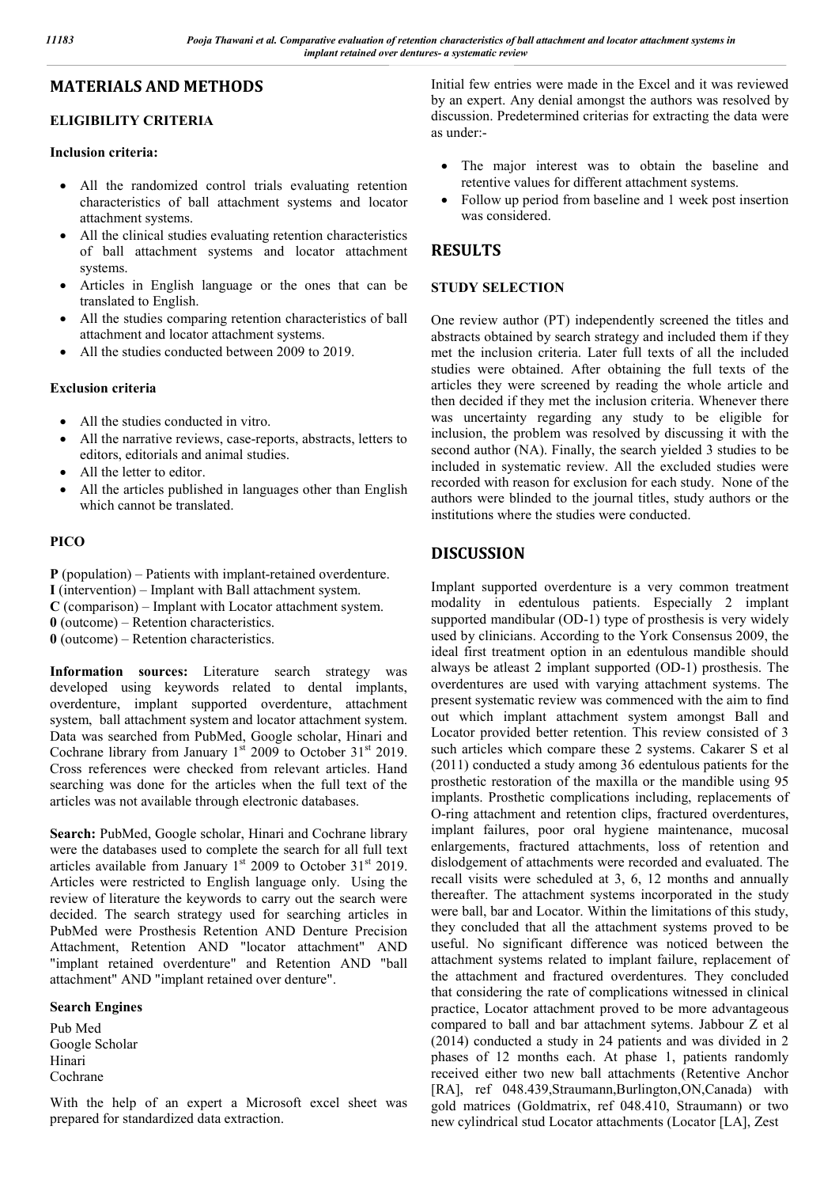## MATERIALS AND METHODS

### ELIGIBILITY CRITERIA

#### Inclusion criteria:

- All the randomized control trials evaluating retention characteristics of ball attachment systems and locator attachment systems.
- All the clinical studies evaluating retention characteristics of ball attachment systems and locator attachment systems.
- Articles in English language or the ones that can be translated to English.
- All the studies comparing retention characteristics of ball attachment and locator attachment systems.
- All the studies conducted between 2009 to 2019.

#### Exclusion criteria

- All the studies conducted in vitro.
- All the narrative reviews, case-reports, abstracts, letters to editors, editorials and animal studies.
- All the letter to editor.
- All the articles published in languages other than English which cannot be translated.

### PICO

**P** (population) – Patients with implant-retained overdenture.
**I** (intervention) – Implant with Ball attachment system.
**C** (comparison) – Implant with Locator attachment system.
**0** (outcome) – Retention characteristics.
**0** (outcome) – Retention characteristics.

**Information sources:** Literature search strategy was developed using keywords related to dental implants, overdenture, implant supported overdenture, attachment system, ball attachment system and locator attachment system. Data was searched from PubMed, Google scholar, Hinari and Cochrane library from January 1st 2009 to October 31st 2019. Cross references were checked from relevant articles. Hand searching was done for the articles when the full text of the articles was not available through electronic databases.

**Search:** PubMed, Google scholar, Hinari and Cochrane library were the databases used to complete the search for all full text articles available from January 1st 2009 to October 31st 2019. Articles were restricted to English language only. Using the review of literature the keywords to carry out the search were decided. The search strategy used for searching articles in PubMed were Prosthesis Retention AND Denture Precision Attachment, Retention AND "locator attachment" AND "implant retained overdenture" and Retention AND "ball attachment" AND "implant retained over denture".

#### Search Engines

Pub Med
Google Scholar
Hinari
Cochrane

With the help of an expert a Microsoft excel sheet was prepared for standardized data extraction. Initial few entries were made in the Excel and it was reviewed by an expert. Any denial amongst the authors was resolved by discussion. Predetermined criterias for extracting the data were as under:-

- The major interest was to obtain the baseline and retentive values for different attachment systems.
- Follow up period from baseline and 1 week post insertion was considered.

## RESULTS

### STUDY SELECTION

One review author (PT) independently screened the titles and abstracts obtained by search strategy and included them if they met the inclusion criteria. Later full texts of all the included studies were obtained. After obtaining the full texts of the articles they were screened by reading the whole article and then decided if they met the inclusion criteria. Whenever there was uncertainty regarding any study to be eligible for inclusion, the problem was resolved by discussing it with the second author (NA). Finally, the search yielded 3 studies to be included in systematic review. All the excluded studies were recorded with reason for exclusion for each study. None of the authors were blinded to the journal titles, study authors or the institutions where the studies were conducted.

## DISCUSSION

Implant supported overdenture is a very common treatment modality in edentulous patients. Especially 2 implant supported mandibular (OD-1) type of prosthesis is very widely used by clinicians. According to the York Consensus 2009, the ideal first treatment option in an edentulous mandible should always be atleast 2 implant supported (OD-1) prosthesis. The overdentures are used with varying attachment systems. The present systematic review was commenced with the aim to find out which implant attachment system amongst Ball and Locator provided better retention. This review consisted of 3 such articles which compare these 2 systems. Cakarer S et al (2011) conducted a study among 36 edentulous patients for the prosthetic restoration of the maxilla or the mandible using 95 implants. Prosthetic complications including, replacements of O-ring attachment and retention clips, fractured overdentures, implant failures, poor oral hygiene maintenance, mucosal enlargements, fractured attachments, loss of retention and dislodgement of attachments were recorded and evaluated. The recall visits were scheduled at 3, 6, 12 months and annually thereafter. The attachment systems incorporated in the study were ball, bar and Locator. Within the limitations of this study, they concluded that all the attachment systems proved to be useful. No significant difference was noticed between the attachment systems related to implant failure, replacement of the attachment and fractured overdentures. They concluded that considering the rate of complications witnessed in clinical practice, Locator attachment proved to be more advantageous compared to ball and bar attachment sytems. Jabbour Z et al (2014) conducted a study in 24 patients and was divided in 2 phases of 12 months each. At phase 1, patients randomly received either two new ball attachments (Retentive Anchor [RA], ref 048.439,Straumann,Burlington,ON,Canada) with gold matrices (Goldmatrix, ref 048.410, Straumann) or two new cylindrical stud Locator attachments (Locator [LA], Zest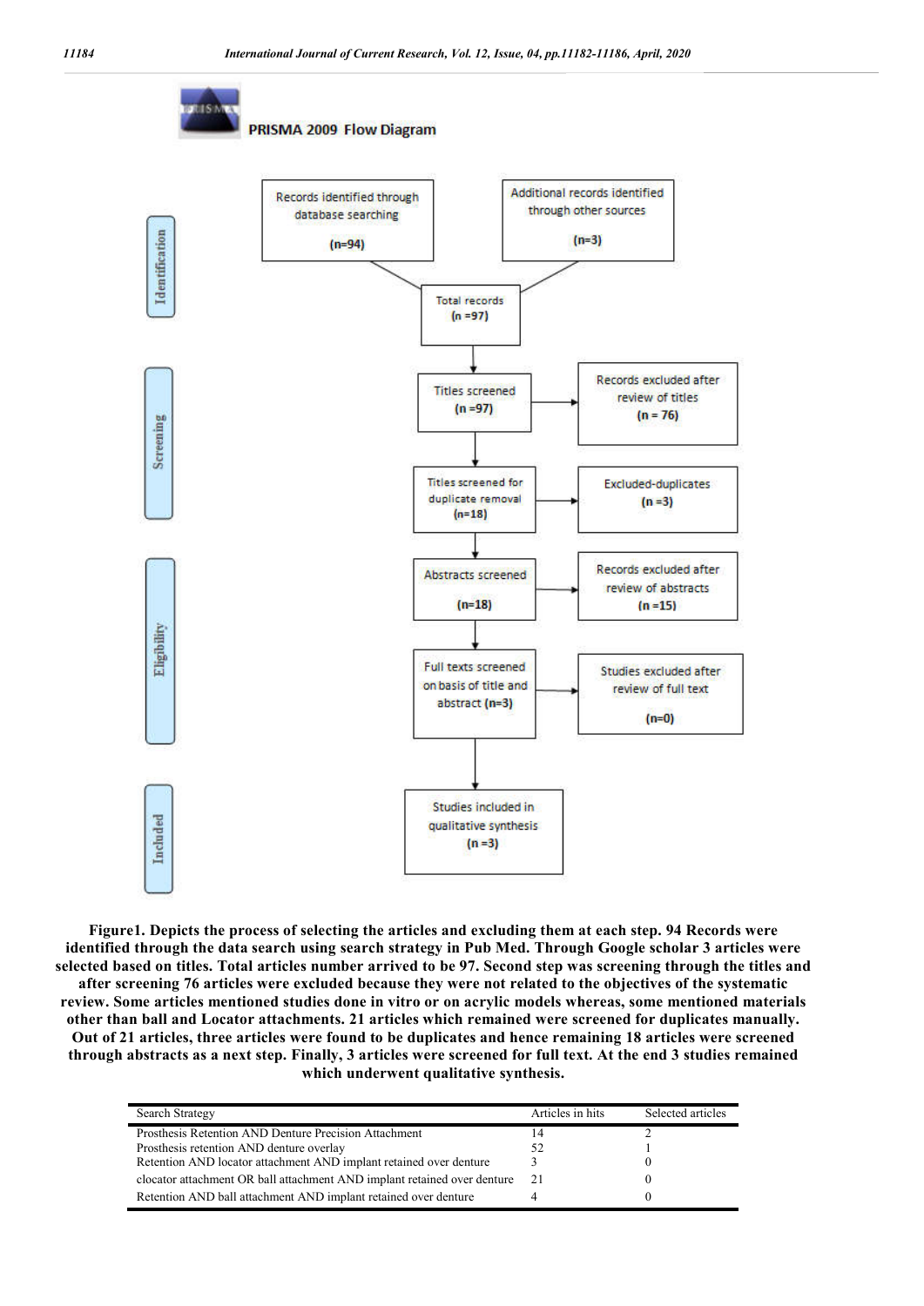**PRISMA 2009 Flow Diagram**

**Identification**

- Records identified through database searching (n=94)
- Additional records identified through other sources (n=3)
- Total records (n =97)

**Screening**

- Titles screened (n =97) → Records excluded after review of titles (n = 76)
- Titles screened for duplicate removal (n=18) → Excluded-duplicates (n =3)

**Eligibility**

- Abstracts screened (n=18) → Records excluded after review of abstracts (n =15)
- Full texts screened on basis of title and abstract (n=3) → Studies excluded after review of full text (n=0)

**Included**

- Studies included in qualitative synthesis (n =3)

**Figure1. Depicts the process of selecting the articles and excluding them at each step. 94 Records were identified through the data search using search strategy in Pub Med. Through Google scholar 3 articles were selected based on titles. Total articles number arrived to be 97. Second step was screening through the titles and after screening 76 articles were excluded because they were not related to the objectives of the systematic review. Some articles mentioned studies done in vitro or on acrylic models whereas, some mentioned materials other than ball and Locator attachments. 21 articles which remained were screened for duplicates manually. Out of 21 articles, three articles were found to be duplicates and hence remaining 18 articles were screened through abstracts as a next step. Finally, 3 articles were screened for full text. At the end 3 studies remained which underwent qualitative synthesis.**

| Search Strategy | Articles in hits | Selected articles |
|---|---|---|
| Prosthesis Retention AND Denture Precision Attachment | 14 | 2 |
| Prosthesis retention AND denture overlay | 52 | 1 |
| Retention AND locator attachment AND implant retained over denture | 3 | 0 |
| clocator attachment OR ball attachment AND implant retained over denture | 21 | 0 |
| Retention AND ball attachment AND implant retained over denture | 4 | 0 |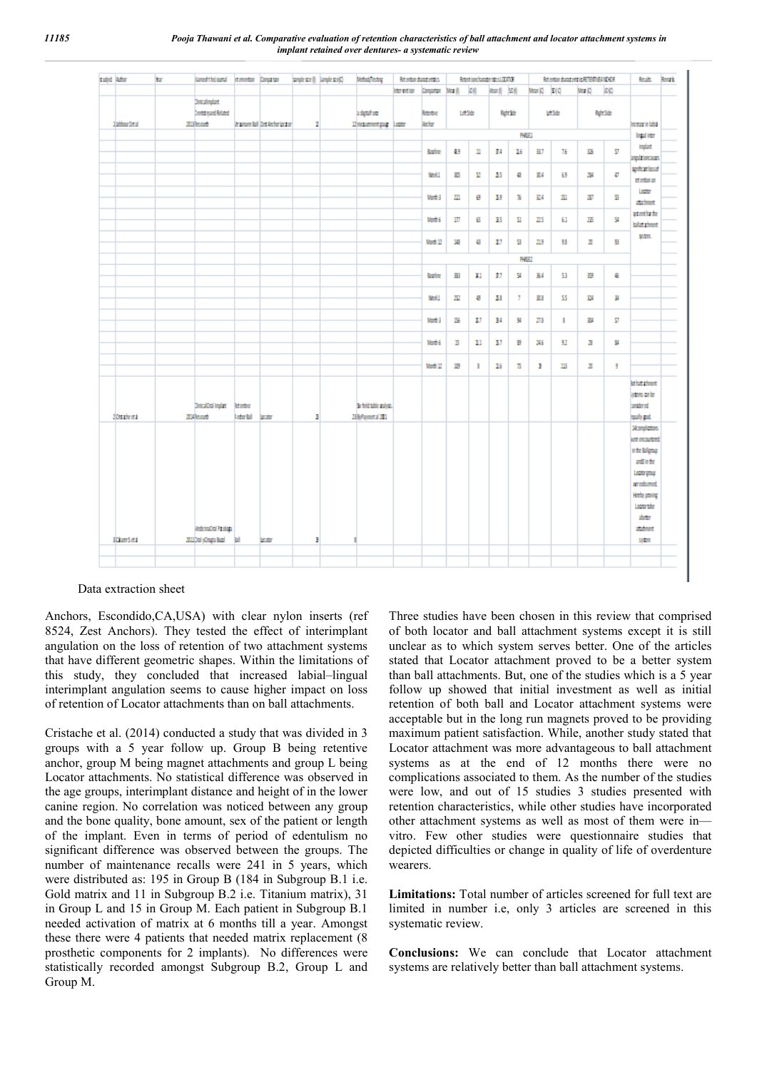| Study Id | Author | Year | Name of the Journal | Intervention | Comparison | Sample size (I) | Sample size (C) | Method/Testing | Retention characteristics | | Retention characteristics LOCATOR | | | | Retention characteristics RETENTIVE ANCHOR | | | | Results | Remarks |
|---|---|---|---|---|---|---|---|---|---|---|---|---|---|---|---|---|---|---|---|---|
| | | | | | | | | | Intervention | Comparison | Mean (I) | SD (I) | Mean (I) | SD (I) | Mean (C) | SD (C) | Mean (C) | SD (C) | | |
| 1 | Jabbour Z et al | 2012 | Clinical Implant Dentistry and Related Research | Branemark Ball | Zest Anchor Locator | 2 | | A digital force measurement gauge | Locator | Retentive Anchor | Left Side | | Right Side | | Left Side | | Right Side | | Increase in labial inter implant angulation causes significant loss of retention on Locator attachment than for the ball attachment system. | |
| | | | | | | | | | | | PHASE 1 | | | | | | | | | |
| | | | | | | | | | Baseline | | 4.9 | 1.1 | 7.4 | 2.6 | 33.7 | 7.6 | 36 | 5.7 | | |
| | | | | | | | | | Week 1 | | 3.5 | 1.2 | 5.5 | 4.8 | 30.4 | 6.9 | 28.4 | 4.7 | | |
| | | | | | | | | | Month 3 | | 2.1 | 0.9 | 3.9 | 3.6 | 32.4 | 3.1 | 2.7 | 5.5 | | |
| | | | | | | | | | Month 6 | | 1.7 | 0.5 | 3.5 | 5.1 | 22.5 | 6.1 | 2.5 | 5.4 | | |
| | | | | | | | | | Month 12 | | 3.8 | 0.3 | 2.7 | 5.3 | 21.9 | 5.8 | 2.0 | 5.3 | | |
| | | | | | | | | | | | PHASE 2 | | | | | | | | | |
| | | | | | | | | | Baseline | | 3.3 | 1.1 | 7.7 | 5.4 | 36.4 | 5.3 | 3.9 | 4.6 | | |
| | | | | | | | | | Week 1 | | 2.2 | 0.9 | 2.8 | 7 | 30.8 | 5.5 | 3.4 | 3.4 | | |
| | | | | | | | | | Month 3 | | 2.6 | 1.7 | 3.4 | 5.4 | 27.8 | 8 | 3.4 | 5.7 | | |
| | | | | | | | | | Month 6 | | 1.5 | 1.1 | 3.7 | 1.9 | 2.6 | 9.2 | 2.0 | 8.4 | | |
| | | | | | | | | | Month 12 | | 1.9 | 8 | 2.6 | 7.5 | 3 | 1.3 | 2.0 | 9 | | |
| 2 | Cristache et al | 2014 | Clinical Oral Implants Research | Retentive Anchor Ball | Locator | 3 | | Six field table analysis, Chi-Square test | | | | | | | | | | | Both attachment systems can be considered equally good. | |
| 3 | Chaturvedi S et al | 2012 | Oral Surg Oral Med Oral Pathol Oral Radiol | Ball | Locator | 3 | 3 | | | | | | | | | | | | No complications were encountered in the Ball group and in the Locator group were not observed. Thereby proving Locator to be a better attachment system. | |

Data extraction sheet

Anchors, Escondido,CA,USA) with clear nylon inserts (ref 8524, Zest Anchors). They tested the effect of interimplant angulation on the loss of retention of two attachment systems that have different geometric shapes. Within the limitations of this study, they concluded that increased labial–lingual interimplant angulation seems to cause higher impact on loss of retention of Locator attachments than on ball attachments.

Cristache et al. (2014) conducted a study that was divided in 3 groups with a 5 year follow up. Group B being retentive anchor, group M being magnet attachments and group L being Locator attachments. No statistical difference was observed in the age groups, interimplant distance and height of in the lower canine region. No correlation was noticed between any group and the bone quality, bone amount, sex of the patient or length of the implant. Even in terms of period of edentulism no significant difference was observed between the groups. The number of maintenance recalls were 241 in 5 years, which were distributed as: 195 in Group B (184 in Subgroup B.1 i.e. Gold matrix and 11 in Subgroup B.2 i.e. Titanium matrix), 31 in Group L and 15 in Group M. Each patient in Subgroup B.1 needed activation of matrix at 6 months till a year. Amongst these there were 4 patients that needed matrix replacement (8 prosthetic components for 2 implants). No differences were statistically recorded amongst Subgroup B.2, Group L and Group M.

Three studies have been chosen in this review that comprised of both locator and ball attachment systems except it is still unclear as to which system serves better. One of the articles stated that Locator attachment proved to be a better system than ball attachments. But, one of the studies which is a 5 year follow up showed that initial investment as well as initial retention of both ball and Locator attachment systems were acceptable but in the long run magnets proved to be providing maximum patient satisfaction. While, another study stated that Locator attachment was more advantageous to ball attachment systems as at the end of 12 months there were no complications associated to them. As the number of the studies were low, and out of 15 studies 3 studies presented with retention characteristics, while other studies have incorporated other attachment systems as well as most of them were in—vitro. Few other studies were questionnaire studies that depicted difficulties or change in quality of life of overdenture wearers.

**Limitations:** Total number of articles screened for full text are limited in number i.e, only 3 articles are screened in this systematic review.

**Conclusions:** We can conclude that Locator attachment systems are relatively better than ball attachment systems.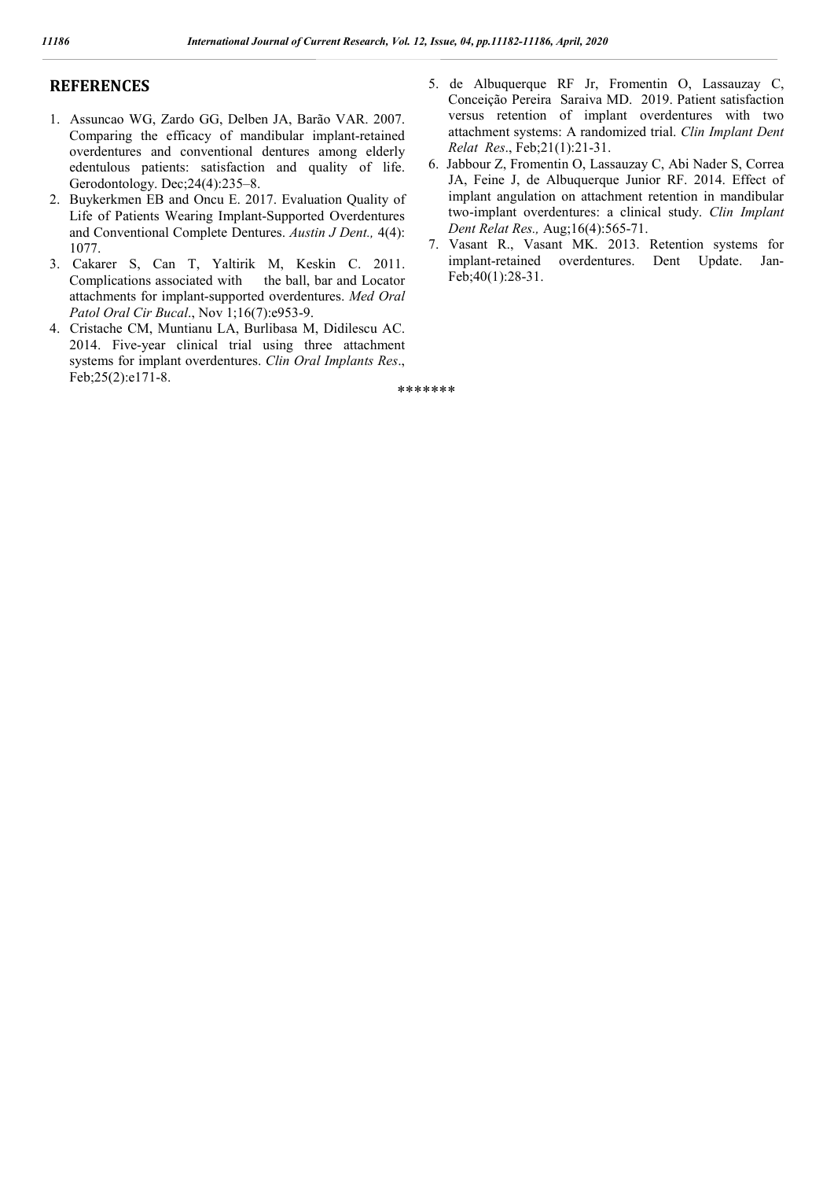## REFERENCES

1. Assuncao WG, Zardo GG, Delben JA, Barão VAR. 2007. Comparing the efficacy of mandibular implant-retained overdentures and conventional dentures among elderly edentulous patients: satisfaction and quality of life. Gerodontology. Dec;24(4):235–8.
2. Buykerkmen EB and Oncu E. 2017. Evaluation Quality of Life of Patients Wearing Implant-Supported Overdentures and Conventional Complete Dentures. *Austin J Dent.,* 4(4): 1077.
3. Cakarer S, Can T, Yaltirik M, Keskin C. 2011. Complications associated with the ball, bar and Locator attachments for implant-supported overdentures. *Med Oral Patol Oral Cir Bucal*., Nov 1;16(7):e953-9.
4. Cristache CM, Muntianu LA, Burlibasa M, Didilescu AC. 2014. Five-year clinical trial using three attachment systems for implant overdentures. *Clin Oral Implants Res*., Feb;25(2):e171-8.
5. de Albuquerque RF Jr, Fromentin O, Lassauzay C, Conceição Pereira Saraiva MD. 2019. Patient satisfaction versus retention of implant overdentures with two attachment systems: A randomized trial. *Clin Implant Dent Relat Res*., Feb;21(1):21-31.
6. Jabbour Z, Fromentin O, Lassauzay C, Abi Nader S, Correa JA, Feine J, de Albuquerque Junior RF. 2014. Effect of implant angulation on attachment retention in mandibular two-implant overdentures: a clinical study. *Clin Implant Dent Relat Res.,* Aug;16(4):565-71.
7. Vasant R., Vasant MK. 2013. Retention systems for implant-retained overdentures. Dent Update. Jan-Feb;40(1):28-31.

*******